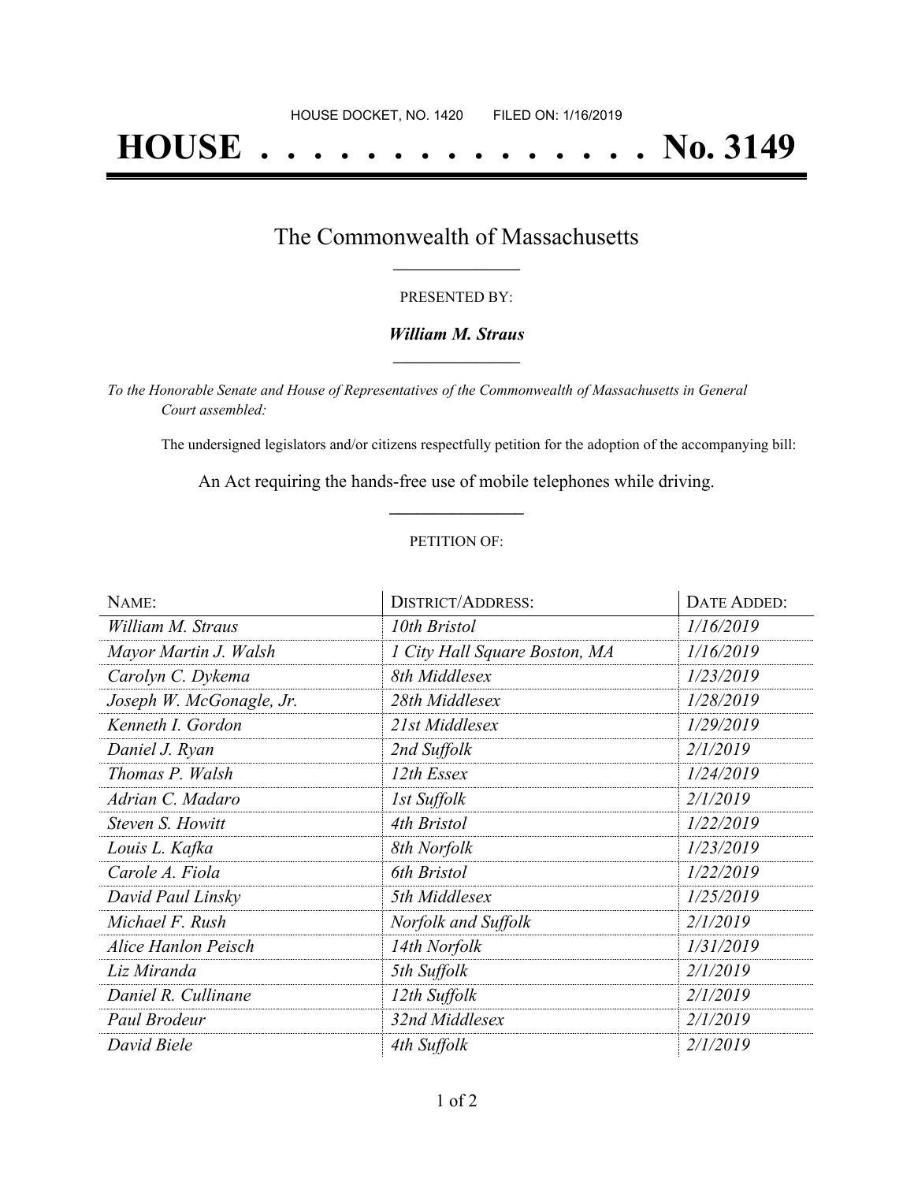HOUSE DOCKET, NO. 1420        FILED ON: 1/16/2019

# HOUSE . . . . . . . . . . . . . . . No. 3149

## The Commonwealth of Massachusetts

PRESENTED BY:

***William M. Straus***

*To the Honorable Senate and House of Representatives of the Commonwealth of Massachusetts in General Court assembled:*

The undersigned legislators and/or citizens respectfully petition for the adoption of the accompanying bill:

An Act requiring the hands-free use of mobile telephones while driving.

PETITION OF:

| NAME: | DISTRICT/ADDRESS: | DATE ADDED: |
|---|---|---|
| *William M. Straus* | *10th Bristol* | *1/16/2019* |
| *Mayor Martin J. Walsh* | *1 City Hall Square Boston, MA* | *1/16/2019* |
| *Carolyn C. Dykema* | *8th Middlesex* | *1/23/2019* |
| *Joseph W. McGonagle, Jr.* | *28th Middlesex* | *1/28/2019* |
| *Kenneth I. Gordon* | *21st Middlesex* | *1/29/2019* |
| *Daniel J. Ryan* | *2nd Suffolk* | *2/1/2019* |
| *Thomas P. Walsh* | *12th Essex* | *1/24/2019* |
| *Adrian C. Madaro* | *1st Suffolk* | *2/1/2019* |
| *Steven S. Howitt* | *4th Bristol* | *1/22/2019* |
| *Louis L. Kafka* | *8th Norfolk* | *1/23/2019* |
| *Carole A. Fiola* | *6th Bristol* | *1/22/2019* |
| *David Paul Linsky* | *5th Middlesex* | *1/25/2019* |
| *Michael F. Rush* | *Norfolk and Suffolk* | *2/1/2019* |
| *Alice Hanlon Peisch* | *14th Norfolk* | *1/31/2019* |
| *Liz Miranda* | *5th Suffolk* | *2/1/2019* |
| *Daniel R. Cullinane* | *12th Suffolk* | *2/1/2019* |
| *Paul Brodeur* | *32nd Middlesex* | *2/1/2019* |
| *David Biele* | *4th Suffolk* | *2/1/2019* |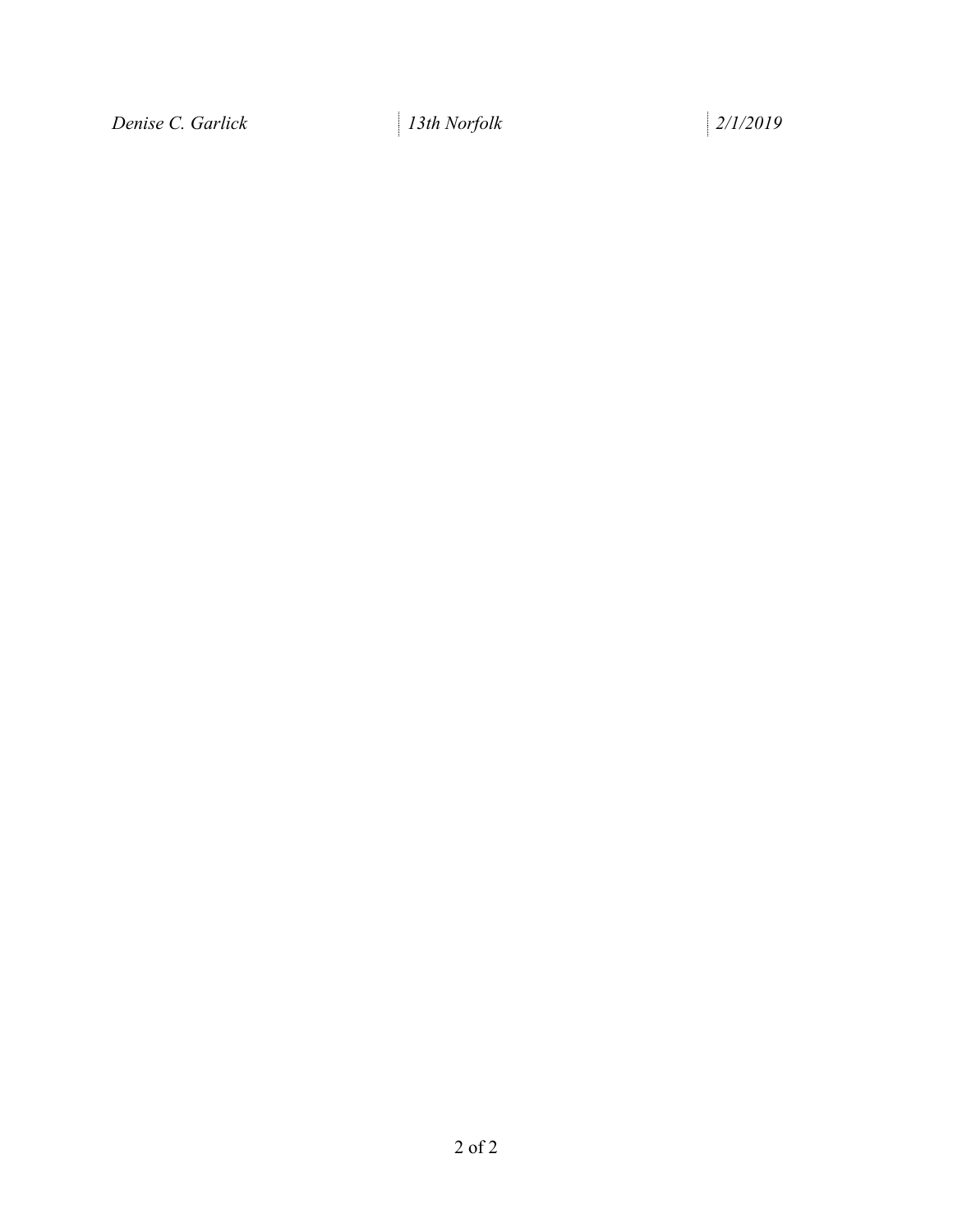| *Denise C. Garlick* | *13th Norfolk* | *2/1/2019* |
| --- | --- | --- |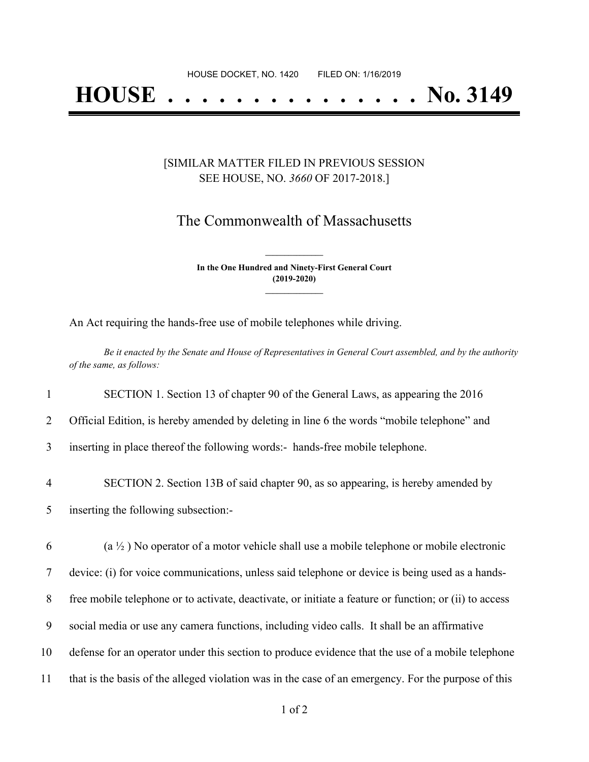HOUSE DOCKET, NO. 1420        FILED ON: 1/16/2019

# HOUSE . . . . . . . . . . . . . . . No. 3149

[SIMILAR MATTER FILED IN PREVIOUS SESSION
SEE HOUSE, NO. *3660* OF 2017-2018.]

## The Commonwealth of Massachusetts

**In the One Hundred and Ninety-First General Court**
**(2019-2020)**

An Act requiring the hands-free use of mobile telephones while driving.

*Be it enacted by the Senate and House of Representatives in General Court assembled, and by the authority of the same, as follows:*

1 SECTION 1. Section 13 of chapter 90 of the General Laws, as appearing the 2016
2 Official Edition, is hereby amended by deleting in line 6 the words "mobile telephone" and
3 inserting in place thereof the following words:- hands-free mobile telephone.

4 SECTION 2. Section 13B of said chapter 90, as so appearing, is hereby amended by
5 inserting the following subsection:-

6 (a ½ ) No operator of a motor vehicle shall use a mobile telephone or mobile electronic
7 device: (i) for voice communications, unless said telephone or device is being used as a hands-
8 free mobile telephone or to activate, deactivate, or initiate a feature or function; or (ii) to access
9 social media or use any camera functions, including video calls. It shall be an affirmative
10 defense for an operator under this section to produce evidence that the use of a mobile telephone
11 that is the basis of the alleged violation was in the case of an emergency. For the purpose of this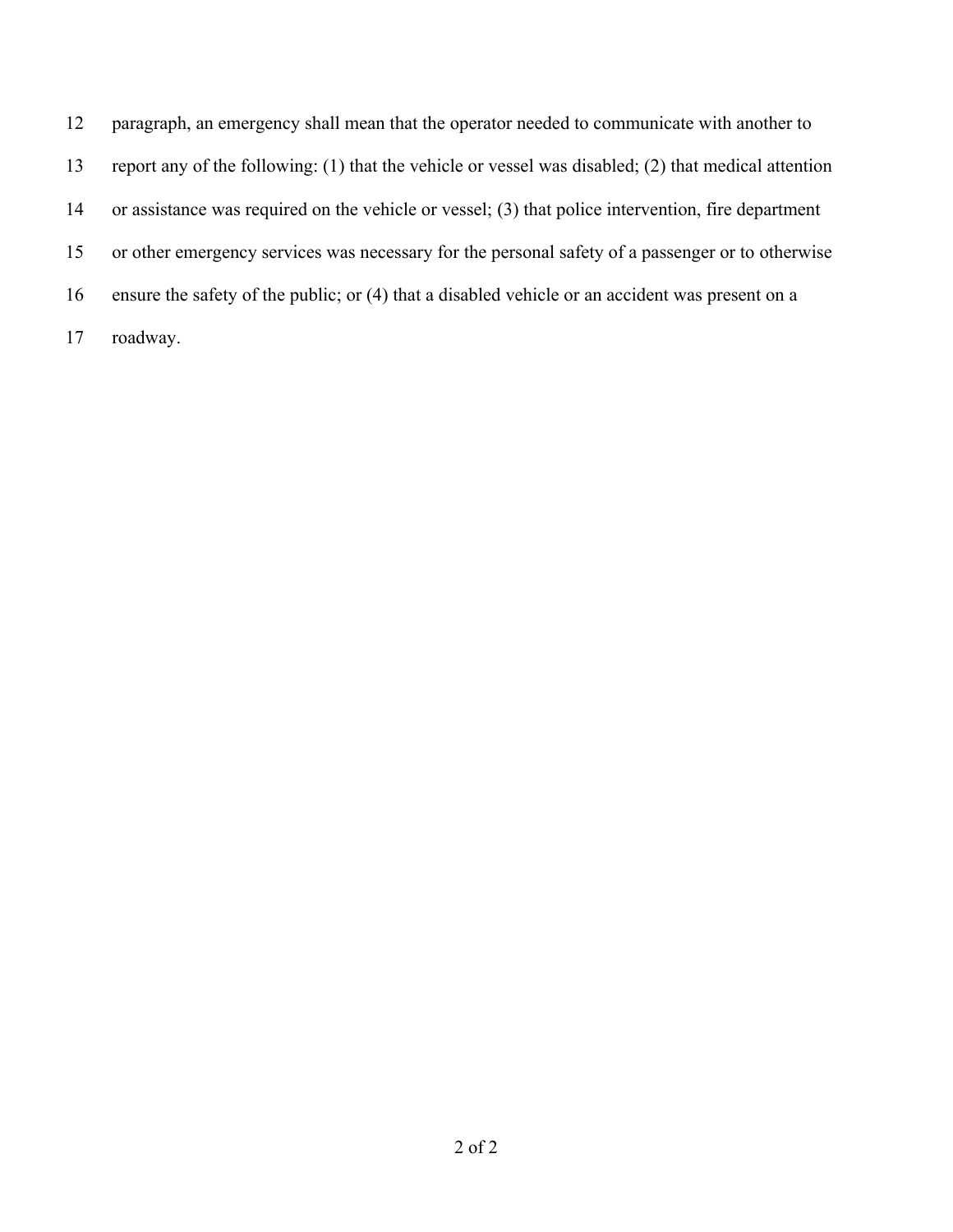12 paragraph, an emergency shall mean that the operator needed to communicate with another to

13 report any of the following: (1) that the vehicle or vessel was disabled; (2) that medical attention

14 or assistance was required on the vehicle or vessel; (3) that police intervention, fire department

15 or other emergency services was necessary for the personal safety of a passenger or to otherwise

16 ensure the safety of the public; or (4) that a disabled vehicle or an accident was present on a

17 roadway.